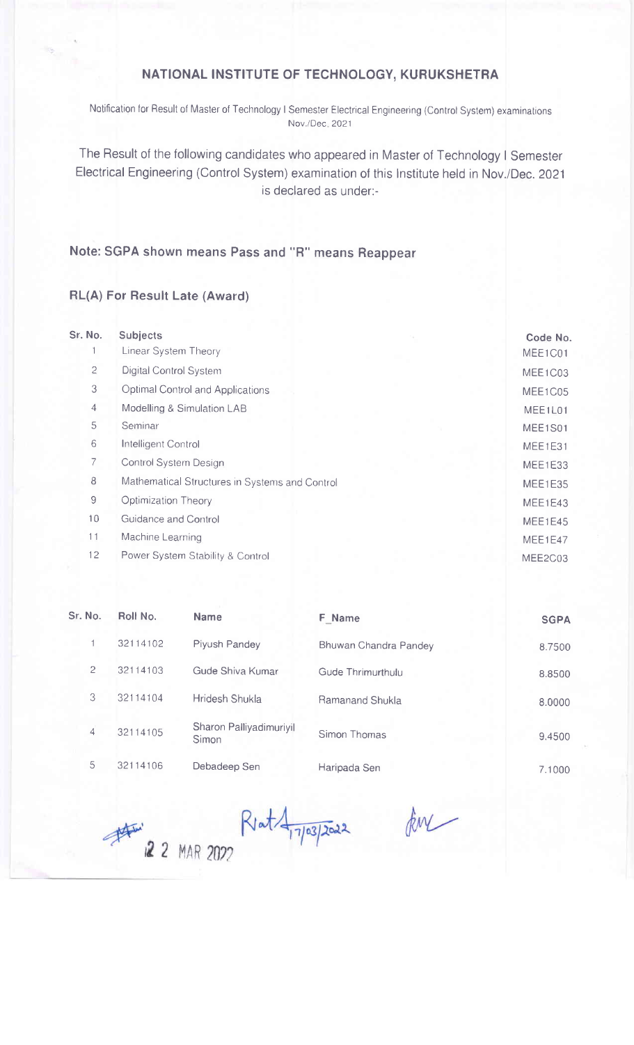# NATIONAL INSTITUTE OF TECHNOLOGY, KURUKSHETRA

Notification for Result of Master of Technology I Semester Electrical Engineering (Control System) examinations Nov./Dec. 2021

The Result of the following candidates who appeared in Master of Technology I Semester Electrical Engineering (Control System) examination of this Institute held in Nov./Dec. 2021 is declared as under:-

**Note: SGPA shown means Pass and "R" means Reappear**

**RL(A) For Result Late (Award)**

| Sr. No. | Subjects | Code No. |
|---|---|---|
| 1 | Linear System Theory | MEE1C01 |
| 2 | Digital Control System | MEE1C03 |
| 3 | Optimal Control and Applications | MEE1C05 |
| 4 | Modelling & Simulation LAB | MEE1L01 |
| 5 | Seminar | MEE1S01 |
| 6 | Intelligent Control | MEE1E31 |
| 7 | Control System Design | MEE1E33 |
| 8 | Mathematical Structures in Systems and Control | MEE1E35 |
| 9 | Optimization Theory | MEE1E43 |
| 10 | Guidance and Control | MEE1E45 |
| 11 | Machine Learning | MEE1E47 |
| 12 | Power System Stability & Control | MEE2C03 |

| Sr. No. | Roll No. | Name | F_Name | SGPA |
|---|---|---|---|---|
| 1 | 32114102 | Piyush Pandey | Bhuwan Chandra Pandey | 8.7500 |
| 2 | 32114103 | Gude Shiva Kumar | Gude Thrimurthulu | 8.8500 |
| 3 | 32114104 | Hridesh Shukla | Ramanand Shukla | 8.0000 |
| 4 | 32114105 | Sharon Palliyadimuriyil Simon | Simon Thomas | 9.4500 |
| 5 | 32114106 | Debadeep Sen | Haripada Sen | 7.1000 |

22 MAR 2022 Rlat 17/03/2022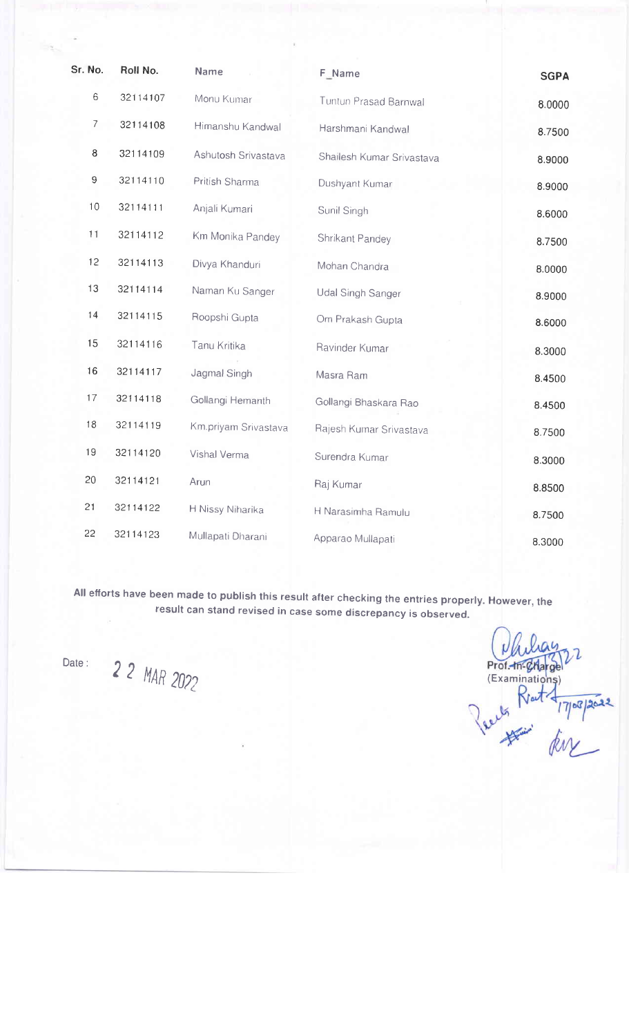| Sr. No. | Roll No. | Name | F_Name | SGPA |
|---|---|---|---|---|
| 6 | 32114107 | Monu Kumar | Tuntun Prasad Barnwal | 8.0000 |
| 7 | 32114108 | Himanshu Kandwal | Harshmani Kandwal | 8.7500 |
| 8 | 32114109 | Ashutosh Srivastava | Shailesh Kumar Srivastava | 8.9000 |
| 9 | 32114110 | Pritish Sharma | Dushyant Kumar | 8.9000 |
| 10 | 32114111 | Anjali Kumari | Sunil Singh | 8.6000 |
| 11 | 32114112 | Km Monika Pandey | Shrikant Pandey | 8.7500 |
| 12 | 32114113 | Divya Khanduri | Mohan Chandra | 8.0000 |
| 13 | 32114114 | Naman Ku Sanger | Udal Singh Sanger | 8.9000 |
| 14 | 32114115 | Roopshi Gupta | Om Prakash Gupta | 8.6000 |
| 15 | 32114116 | Tanu Kritika | Ravinder Kumar | 8.3000 |
| 16 | 32114117 | Jagmal Singh | Masra Ram | 8.4500 |
| 17 | 32114118 | Gollangi Hemanth | Gollangi Bhaskara Rao | 8.4500 |
| 18 | 32114119 | Km.priyam Srivastava | Rajesh Kumar Srivastava | 8.7500 |
| 19 | 32114120 | Vishal Verma | Surendra Kumar | 8.3000 |
| 20 | 32114121 | Arun | Raj Kumar | 8.8500 |
| 21 | 32114122 | H Nissy Niharika | H Narasimha Ramulu | 8.7500 |
| 22 | 32114123 | Mullapati Dharani | Apparao Mullapati | 8.3000 |

**All efforts have been made to publish this result after checking the entries properly. However, the result can stand revised in case some discrepancy is observed.**

Date : 22 MAR 2022

Prof.-In-Charge
(Examinations)

17/03/2022